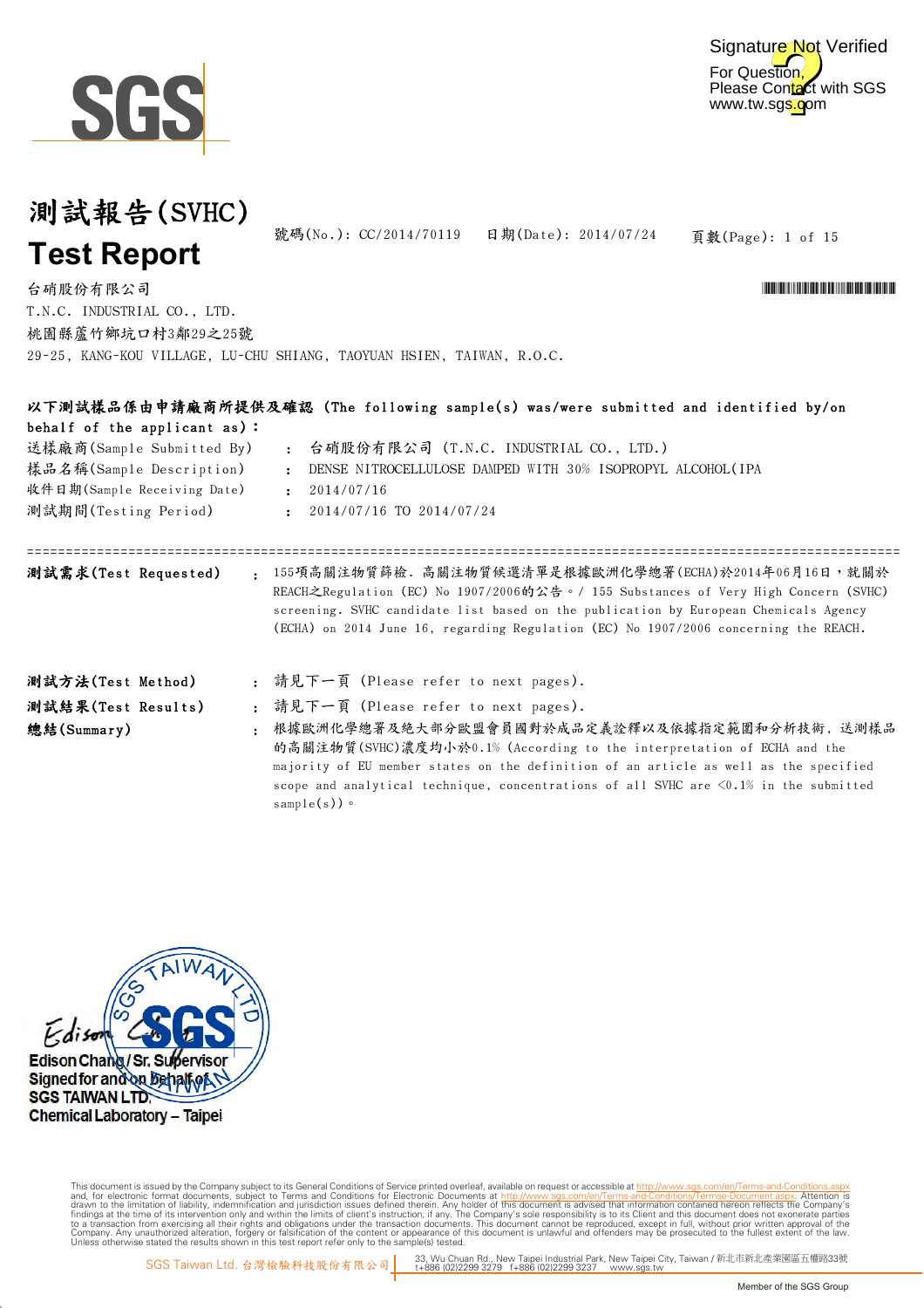Signature Not Verified

For Question, Please Contact with SGS www.tw.sgs.com

# 測試報告(SVHC)

# Test Report

號碼(No.): CC/2014/70119　　日期(Date): 2014/07/24

台硝股份有限公司

T.N.C. INDUSTRIAL CO., LTD.

桃園縣蘆竹鄉坑口村3鄰29之25號

29-25, KANG-KOU VILLAGE, LU-CHU SHIANG, TAOYUAN HSIEN, TAIWAN, R.O.C.

**以下測試樣品係由申請廠商所提供及確認 (The following sample(s) was/were submitted and identified by/on behalf of the applicant as):**

送樣廠商(Sample Submitted By) : 台硝股份有限公司 (T.N.C. INDUSTRIAL CO., LTD.)

樣品名稱(Sample Description) : DENSE NITROCELLULOSE DAMPED WITH 30% ISOPROPYL ALCOHOL(IPA

收件日期(Sample Receiving Date) : 2014/07/16

測試期間(Testing Period) : 2014/07/16 TO 2014/07/24

---

**測試需求(Test Requested)** : 155項高關注物質篩檢. 高關注物質候選清單是根據歐洲化學總署(ECHA)於2014年06月16日，就關於REACH之Regulation (EC) No 1907/2006的公告。/ 155 Substances of Very High Concern (SVHC) screening. SVHC candidate list based on the publication by European Chemicals Agency (ECHA) on 2014 June 16, regarding Regulation (EC) No 1907/2006 concerning the REACH.

**測試方法(Test Method)** : 請見下一頁 (Please refer to next pages).

**測試結果(Test Results)** : 請見下一頁 (Please refer to next pages).

**總結(Summary)** : 根據歐洲化學總署及絕大部分歐盟會員國對於成品定義詮釋以及依據指定範圍和分析技術，送測樣品的高關注物質(SVHC)濃度均小於0.1% (According to the interpretation of ECHA and the majority of EU member states on the definition of an article as well as the specified scope and analytical technique, concentrations of all SVHC are <0.1% in the submitted sample(s))。

Edison Chang / Sr. Supervisor
Signed for and on behalf of
SGS TAIWAN LTD.
Chemical Laboratory – Taipei

This document is issued by the Company subject to its General Conditions of Service printed overleaf, available on request or accessible at http://www.sgs.com/en/Terms-and-Conditions.aspx and, for electronic format documents, subject to Terms and Conditions for Electronic Documents at http://www.sgs.com/en/Terms-and-Conditions/Terms-e-Document.aspx. Attention is drawn to the limitation of liability, indemnification and jurisdiction issues defined therein. Any holder of this document is advised that information contained hereon reflects the Company's findings at the time of its intervention only and within the limits of client's instruction, if any. The Company's sole responsibility is to its Client and this document does not exonerate parties to a transaction from exercising all their rights and obligations under the transaction documents. This document cannot be reproduced, except in full, without prior written approval of the Company. Any unauthorized alteration, forgery or falsification of the content or appearance of this document is unlawful and offenders may be prosecuted to the fullest extent of the law. Unless otherwise stated the results shown in this test report refer only to the sample(s) tested.

SGS Taiwan Ltd. 台灣檢驗科技股份有限公司 | 33, Wu Chuan Rd., New Taipei Industrial Park, New Taipei City, Taiwan / 新北市新北產業園區五權路33號 t+886 (02)2299 3279 f+886 (02)2299 3237 www.sgs.tw

Member of the SGS Group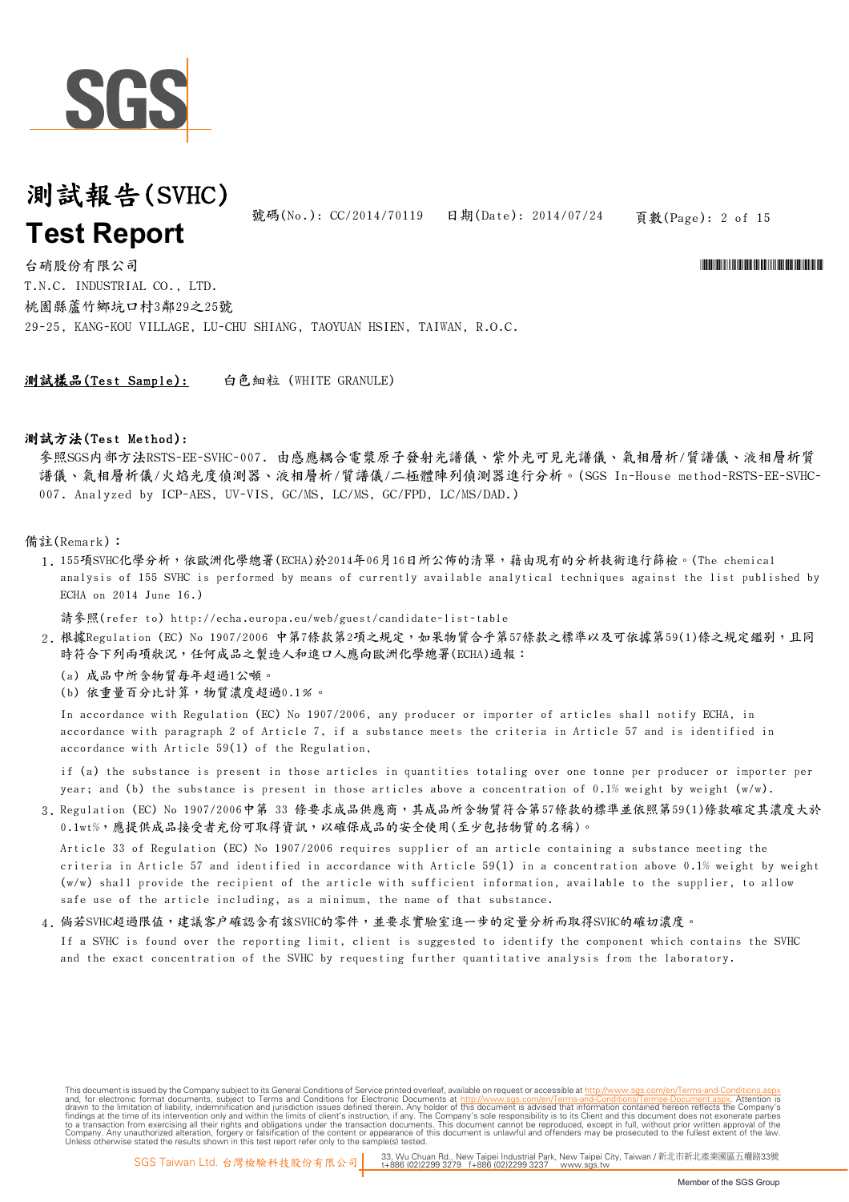# 測試報告(SVHC)

# Test Report

號碼(No.): CC/2014/70119　　日期(Date): 2014/07/24

台硝股份有限公司

T.N.C. INDUSTRIAL CO., LTD.

桃園縣蘆竹鄉坑口村3鄰29之25號

29-25, KANG-KOU VILLAGE, LU-CHU SHIANG, TAOYUAN HSIEN, TAIWAN, R.O.C.

**測試樣品(Test Sample):**　　白色細粒 (WHITE GRANULE)

**測試方法(Test Method):**

參照SGS內部方法RSTS-EE-SVHC-007. 由感應耦合電漿原子發射光譜儀、紫外光可見光譜儀、氣相層析/質譜儀、液相層析質譜儀、氣相層析儀/火焰光度偵測器、液相層析/質譜儀/二極體陣列偵測器進行分析。(SGS In-House method-RSTS-EE-SVHC-007. Analyzed by ICP-AES, UV-VIS, GC/MS, LC/MS, GC/FPD, LC/MS/DAD.)

備註(Remark):

1. 155項SVHC化學分析，依歐洲化學總署(ECHA)於2014年06月16日所公佈的清單，藉由現有的分析技術進行篩檢。(The chemical analysis of 155 SVHC is performed by means of currently available analytical techniques against the list published by ECHA on 2014 June 16.)

   請參照(refer to) http://echa.europa.eu/web/guest/candidate-list-table

2. 根據Regulation (EC) No 1907/2006 中第7條款第2項之規定，如果物質合乎第57條款之標準以及可依據第59(1)條之規定鑑別，且同時符合下列兩項狀況，任何成品之製造人和進口人應向歐洲化學總署(ECHA)通報：

   (a) 成品中所含物質每年超過1公噸。

   (b) 依重量百分比計算，物質濃度超過0.1%。

   In accordance with Regulation (EC) No 1907/2006, any producer or importer of articles shall notify ECHA, in accordance with paragraph 2 of Article 7, if a substance meets the criteria in Article 57 and is identified in accordance with Article 59(1) of the Regulation,

   if (a) the substance is present in those articles in quantities totaling over one tonne per producer or importer per year; and (b) the substance is present in those articles above a concentration of 0.1% weight by weight (w/w).

3. Regulation (EC) No 1907/2006中第 33 條要求成品供應商，其成品所含物質符合第57條款的標準並依照第59(1)條款確定其濃度大於0.1wt%，應提供成品接受者充份可取得資訊，以確保成品的安全使用(至少包括物質的名稱)。

   Article 33 of Regulation (EC) No 1907/2006 requires supplier of an article containing a substance meeting the criteria in Article 57 and identified in accordance with Article 59(1) in a concentration above 0.1% weight by weight (w/w) shall provide the recipient of the article with sufficient information, available to the supplier, to allow safe use of the article including, as a minimum, the name of that substance.

4. 倘若SVHC超過限值，建議客戶確認含有該SVHC的零件，並要求實驗室進一步的定量分析而取得SVHC的確切濃度。

   If a SVHC is found over the reporting limit, client is suggested to identify the component which contains the SVHC and the exact concentration of the SVHC by requesting further quantitative analysis from the laboratory.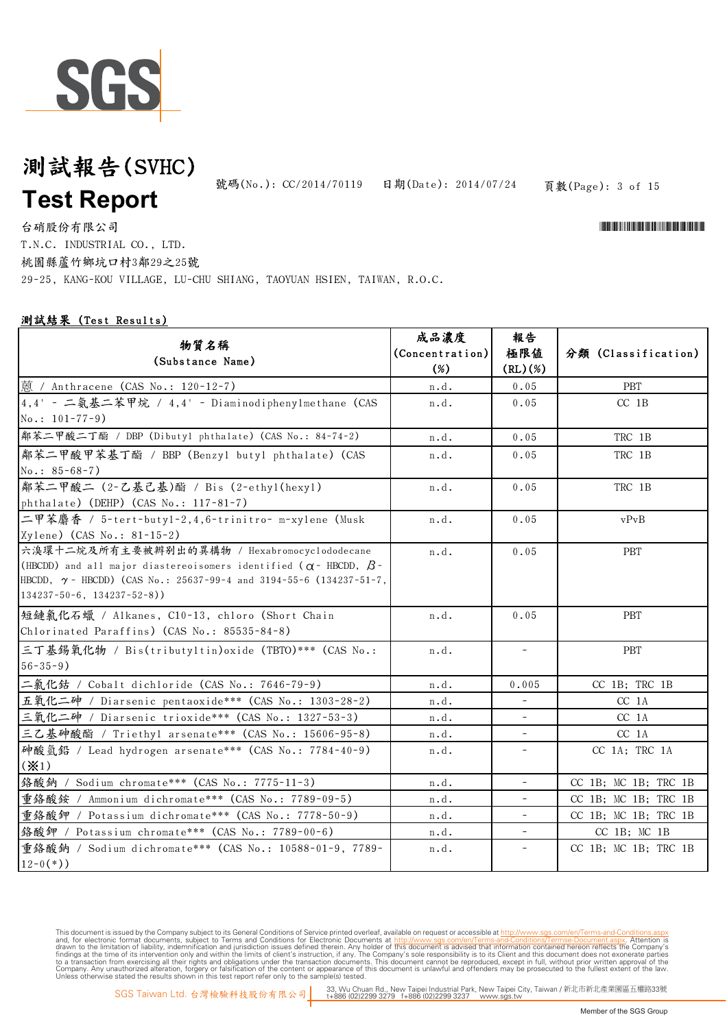# 測試報告(SVHC)

# Test Report

號碼(No.): CC/2014/70119　日期(Date): 2014/07/24

台硝股份有限公司

T.N.C. INDUSTRIAL CO., LTD.

桃園縣蘆竹鄉坑口村3鄰29之25號

29-25, KANG-KOU VILLAGE, LU-CHU SHIANG, TAOYUAN HSIEN, TAIWAN, R.O.C.

**測試結果 (Test Results)**

| 物質名稱 (Substance Name) | 成品濃度 (Concentration) (%) | 報告極限值 (RL)(%) | 分類 (Classification) |
|---|---|---|---|
| 蒽 / Anthracene (CAS No.: 120-12-7) | n.d. | 0.05 | PBT |
| 4,4' - 二氨基二苯甲烷 / 4,4' - Diaminodiphenylmethane (CAS No.: 101-77-9) | n.d. | 0.05 | CC 1B |
| 鄰苯二甲酸二丁酯 / DBP (Dibutyl phthalate) (CAS No.: 84-74-2) | n.d. | 0.05 | TRC 1B |
| 鄰苯二甲酸甲苯基丁酯 / BBP (Benzyl butyl phthalate) (CAS No.: 85-68-7) | n.d. | 0.05 | TRC 1B |
| 鄰苯二甲酸二 (2-乙基己基)酯 / Bis (2-ethyl(hexyl) phthalate) (DEHP) (CAS No.: 117-81-7) | n.d. | 0.05 | TRC 1B |
| 二甲苯麝香 / 5-tert-butyl-2,4,6-trinitro- m-xylene (Musk Xylene) (CAS No.: 81-15-2) | n.d. | 0.05 | vPvB |
| 六溴環十二烷及所有主要被辨別出的異構物 / Hexabromocyclododecane (HBCDD) and all major diastereoisomers identified (α- HBCDD, β- HBCDD, γ- HBCDD) (CAS No.: 25637-99-4 and 3194-55-6 (134237-51-7, 134237-50-6, 134237-52-8)) | n.d. | 0.05 | PBT |
| 短鏈氯化石蠟 / Alkanes, C10-13, chloro (Short Chain Chlorinated Paraffins) (CAS No.: 85535-84-8) | n.d. | 0.05 | PBT |
| 三丁基錫氧化物 / Bis(tributyltin)oxide (TBTO)*** (CAS No.: 56-35-9) | n.d. | - | PBT |
| 二氯化鈷 / Cobalt dichloride (CAS No.: 7646-79-9) | n.d. | 0.005 | CC 1B; TRC 1B |
| 五氧化二砷 / Diarsenic pentaoxide*** (CAS No.: 1303-28-2) | n.d. | - | CC 1A |
| 三氧化二砷 / Diarsenic trioxide*** (CAS No.: 1327-53-3) | n.d. | - | CC 1A |
| 三乙基砷酸酯 / Triethyl arsenate*** (CAS No.: 15606-95-8) | n.d. | - | CC 1A |
| 砷酸氫鉛 / Lead hydrogen arsenate*** (CAS No.: 7784-40-9) (※1) | n.d. | - | CC 1A; TRC 1A |
| 鉻酸鈉 / Sodium chromate*** (CAS No.: 7775-11-3) | n.d. | - | CC 1B; MC 1B; TRC 1B |
| 重鉻酸銨 / Ammonium dichromate*** (CAS No.: 7789-09-5) | n.d. | - | CC 1B; MC 1B; TRC 1B |
| 重鉻酸鉀 / Potassium dichromate*** (CAS No.: 7778-50-9) | n.d. | - | CC 1B; MC 1B; TRC 1B |
| 鉻酸鉀 / Potassium chromate*** (CAS No.: 7789-00-6) | n.d. | - | CC 1B; MC 1B |
| 重鉻酸鈉 / Sodium dichromate*** (CAS No.: 10588-01-9, 7789-12-0(*)) | n.d. | - | CC 1B; MC 1B; TRC 1B |

This document is issued by the Company subject to its General Conditions of Service printed overleaf, available on request or accessible at http://www.sgs.com/en/Terms-and-Conditions.aspx and, for electronic format documents, subject to Terms and Conditions for Electronic Documents at http://www.sgs.com/en/Terms-and-Conditions/Terms-e-Document.aspx. Attention is drawn to the limitation of liability, indemnification and jurisdiction issues defined therein. Any holder of this document is advised that information contained hereon reflects the Company's findings at the time of its intervention only and within the limits of client's instruction, if any. The Company's sole responsibility is to its Client and this document does not exonerate parties to a transaction from exercising all their rights and obligations under the transaction documents. This document cannot be reproduced, except in full, without prior written approval of the Company. Any unauthorized alteration, forgery or falsification of the content or appearance of this document is unlawful and offenders may be prosecuted to the fullest extent of the law. Unless otherwise stated the results shown in this test report refer only to the sample(s) tested.

SGS Taiwan Ltd. 台灣檢驗科技股份有限公司 | 33, Wu Chuan Rd., New Taipei Industrial Park, New Taipei City, Taiwan / 新北市新北產業園區五權路33號 t+886 (02)2299 3279 f+886 (02)2299 3237 www.sgs.tw

Member of the SGS Group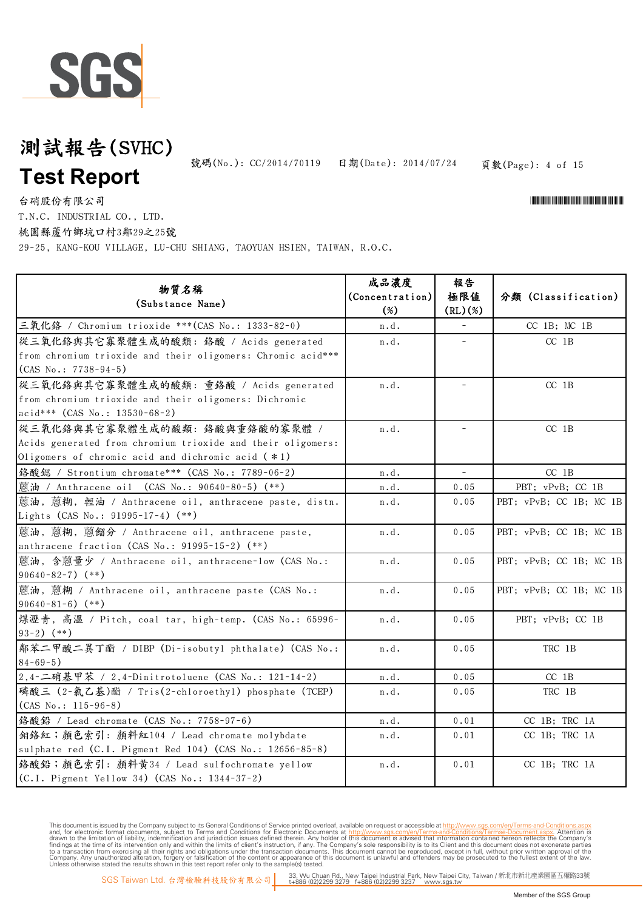# 測試報告(SVHC)
# Test Report

號碼(No.): CC/2014/70119 日期(Date): 2014/07/24

台硝股份有限公司
T.N.C. INDUSTRIAL CO., LTD.
桃園縣蘆竹鄉坑口村3鄰29之25號
29-25, KANG-KOU VILLAGE, LU-CHU SHIANG, TAOYUAN HSIEN, TAIWAN, R.O.C.

| 物質名稱 (Substance Name) | 成品濃度 (Concentration) (%) | 報告極限值 (RL)(%) | 分類 (Classification) |
|---|---|---|---|
| 三氧化鉻 / Chromium trioxide ***(CAS No.: 1333-82-0) | n.d. | - | CC 1B; MC 1B |
| 從三氧化鉻與其它寡聚體生成的酸類: 鉻酸 / Acids generated from chromium trioxide and their oligomers: Chromic acid*** (CAS No.: 7738-94-5) | n.d. | - | CC 1B |
| 從三氧化鉻與其它寡聚體生成的酸類: 重鉻酸 / Acids generated from chromium trioxide and their oligomers: Dichromic acid*** (CAS No.: 13530-68-2) | n.d. | - | CC 1B |
| 從三氧化鉻與其它寡聚體生成的酸類: 鉻酸與重鉻酸的寡聚體 / Acids generated from chromium trioxide and their oligomers: Oligomers of chromic acid and dichromic acid (＊1) | n.d. | - | CC 1B |
| 鉻酸鍶 / Strontium chromate*** (CAS No.: 7789-06-2) | n.d. | - | CC 1B |
| 蒽油 / Anthracene oil (CAS No.: 90640-80-5) (**) | n.d. | 0.05 | PBT; vPvB; CC 1B |
| 蒽油, 蒽糊, 輕油 / Anthracene oil, anthracene paste, distn. Lights (CAS No.: 91995-17-4) (**) | n.d. | 0.05 | PBT; vPvB; CC 1B; MC 1B |
| 蒽油, 蒽糊, 蒽餾分 / Anthracene oil, anthracene paste, anthracene fraction (CAS No.: 91995-15-2) (**) | n.d. | 0.05 | PBT; vPvB; CC 1B; MC 1B |
| 蒽油, 含蒽量少 / Anthracene oil, anthracene-low (CAS No.: 90640-82-7) (**) | n.d. | 0.05 | PBT; vPvB; CC 1B; MC 1B |
| 蒽油, 蒽糊 / Anthracene oil, anthracene paste (CAS No.: 90640-81-6) (**) | n.d. | 0.05 | PBT; vPvB; CC 1B; MC 1B |
| 煤瀝青, 高溫 / Pitch, coal tar, high-temp. (CAS No.: 65996-93-2) (**) | n.d. | 0.05 | PBT; vPvB; CC 1B |
| 鄰苯二甲酸二異丁酯 / DIBP (Di-isobutyl phthalate) (CAS No.: 84-69-5) | n.d. | 0.05 | TRC 1B |
| 2,4-二硝基甲苯 / 2,4-Dinitrotoluene (CAS No.: 121-14-2) | n.d. | 0.05 | CC 1B |
| 磷酸三 (2-氯乙基)酯 / Tris(2-chloroethyl) phosphate (TCEP) (CAS No.: 115-96-8) | n.d. | 0.05 | TRC 1B |
| 鉻酸鉛 / Lead chromate (CAS No.: 7758-97-6) | n.d. | 0.01 | CC 1B; TRC 1A |
| 鉬鉻紅; 顏色索引: 顏料紅104 / Lead chromate molybdate sulphate red (C.I. Pigment Red 104) (CAS No.: 12656-85-8) | n.d. | 0.01 | CC 1B; TRC 1A |
| 鉻酸鉛; 顏色索引: 顏料黃34 / Lead sulfochromate yellow (C.I. Pigment Yellow 34) (CAS No.: 1344-37-2) | n.d. | 0.01 | CC 1B; TRC 1A |

This document is issued by the Company subject to its General Conditions of Service printed overleaf, available on request or accessible at http://www.sgs.com/en/Terms-and-Conditions.aspx and, for electronic format documents, subject to Terms and Conditions for Electronic Documents at http://www.sgs.com/en/Terms-and-Conditions/Terms-e-Document.aspx. Attention is drawn to the limitation of liability, indemnification and jurisdiction issues defined therein. Any holder of this document is advised that information contained hereon reflects the Company's findings at the time of its intervention only and within the limits of client's instruction, if any. The Company's sole responsibility is to its Client and this document does not exonerate parties to a transaction from exercising all their rights and obligations under the transaction documents. This document cannot be reproduced, except in full, without prior written approval of the Company. Any unauthorized alteration, forgery or falsification of the content or appearance of this document is unlawful and offenders may be prosecuted to the fullest extent of the law. Unless otherwise stated the results shown in this test report refer only to the sample(s) tested.

SGS Taiwan Ltd. 台灣檢驗科技股份有限公司 | 33, Wu Chuan Rd., New Taipei Industrial Park, New Taipei City, Taiwan / 新北市新北產業園區五權路33號 t+886 (02)2299 3279 f+886 (02)2299 3237 www.sgs.tw

Member of the SGS Group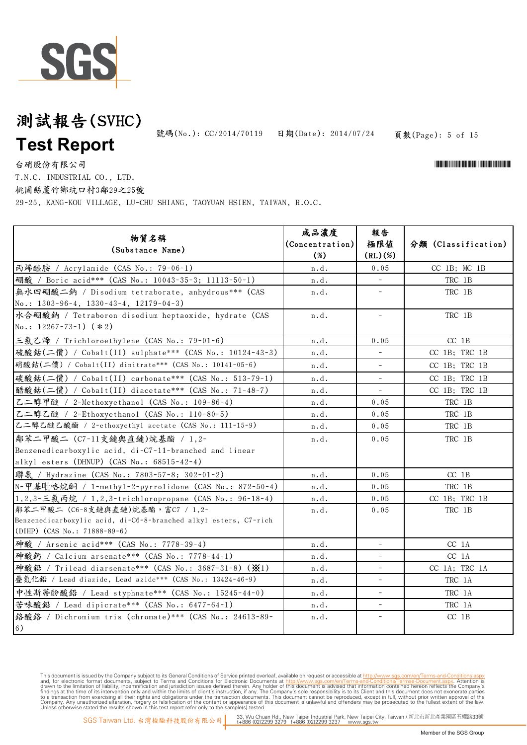# 測試報告(SVHC)

# Test Report

號碼(No.): CC/2014/70119　日期(Date): 2014/07/24

台硝股份有限公司
T.N.C. INDUSTRIAL CO., LTD.
桃園縣蘆竹鄉坑口村3鄰29之25號
29-25, KANG-KOU VILLAGE, LU-CHU SHIANG, TAOYUAN HSIEN, TAIWAN, R.O.C.

| 物質名稱 (Substance Name) | 成品濃度 (Concentration) (%) | 報告極限值 (RL)(%) | 分類 (Classification) |
|---|---|---|---|
| 丙烯醯胺 / Acrylamide (CAS No.: 79-06-1) | n.d. | 0.05 | CC 1B; MC 1B |
| 硼酸 / Boric acid*** (CAS No.: 10043-35-3; 11113-50-1) | n.d. | - | TRC 1B |
| 無水四硼酸二鈉 / Disodium tetraborate, anhydrous*** (CAS No.: 1303-96-4, 1330-43-4, 12179-04-3) | n.d. | - | TRC 1B |
| 水合硼酸鈉 / Tetraboron disodium heptaoxide, hydrate (CAS No.: 12267-73-1) (＊2) | n.d. | - | TRC 1B |
| 三氯乙烯 / Trichloroethylene (CAS No.: 79-01-6) | n.d. | 0.05 | CC 1B |
| 硫酸鈷(二價) / Cobalt(II) sulphate*** (CAS No.: 10124-43-3) | n.d. | - | CC 1B; TRC 1B |
| 硝酸鈷(二價) / Cobalt(II) dinitrate*** (CAS No.: 10141-05-6) | n.d. | - | CC 1B; TRC 1B |
| 碳酸鈷(二價) / Cobalt(II) carbonate*** (CAS No.: 513-79-1) | n.d. | - | CC 1B; TRC 1B |
| 醋酸鈷(二價) / Cobalt(II) diacetate*** (CAS No.: 71-48-7) | n.d. | - | CC 1B; TRC 1B |
| 乙二醇甲醚 / 2-Methoxyethanol (CAS No.: 109-86-4) | n.d. | 0.05 | TRC 1B |
| 乙二醇乙醚 / 2-Ethoxyethanol (CAS No.: 110-80-5) | n.d. | 0.05 | TRC 1B |
| 乙二醇乙醚乙酸酯 / 2-ethoxyethyl acetate (CAS No.: 111-15-9) | n.d. | 0.05 | TRC 1B |
| 鄰苯二甲酸二 (C7-11支鏈與直鏈)烷基酯 / 1,2-Benzenedicarboxylic acid, di-C7-11-branched and linear alkyl esters (DHNUP) (CAS No.: 68515-42-4) | n.d. | 0.05 | TRC 1B |
| 聯氨 / Hydrazine (CAS No.: 7803-57-8; 302-01-2) | n.d. | 0.05 | CC 1B |
| N-甲基吡咯烷酮 / 1-methyl-2-pyrrolidone (CAS No.: 872-50-4) | n.d. | 0.05 | TRC 1B |
| 1,2,3-三氯丙烷 / 1,2,3-trichloropropane (CAS No.: 96-18-4) | n.d. | 0.05 | CC 1B; TRC 1B |
| 鄰苯二甲酸二 (C6-8支鏈與直鏈)烷基酯，富C7 / 1,2-Benzenedicarboxylic acid, di-C6-8-branched alkyl esters, C7-rich (DIHP) (CAS No.: 71888-89-6) | n.d. | 0.05 | TRC 1B |
| 砷酸 / Arsenic acid*** (CAS No.: 7778-39-4) | n.d. | - | CC 1A |
| 砷酸鈣 / Calcium arsenate*** (CAS No.: 7778-44-1) | n.d. | - | CC 1A |
| 砷酸鉛 / Trilead diarsenate*** (CAS No.: 3687-31-8) (※1) | n.d. | - | CC 1A; TRC 1A |
| 疊氮化鉛 / Lead diazide, Lead azide*** (CAS No.: 13424-46-9) | n.d. | - | TRC 1A |
| 中性斯蒂酚酸鉛 / Lead styphnate*** (CAS No.: 15245-44-0) | n.d. | - | TRC 1A |
| 苦味酸鉛 / Lead dipicrate*** (CAS No.: 6477-64-1) | n.d. | - | TRC 1A |
| 鉻酸鉻 / Dichromium tris (chromate)*** (CAS No.: 24613-89-6) | n.d. | - | CC 1B |

This document is issued by the Company subject to its General Conditions of Service printed overleaf, available on request or accessible at http://www.sgs.com/en/Terms-and-Conditions.aspx and, for electronic format documents, subject to Terms and Conditions for Electronic Documents at http://www.sgs.com/en/Terms-and-Conditions/Terms-e-Document.aspx. Attention is drawn to the limitation of liability, indemnification and jurisdiction issues defined therein. Any holder of this document is advised that information contained hereon reflects the Company's findings at the time of its intervention only and within the limits of client's instruction, if any. The Company's sole responsibility is to its Client and this document does not exonerate parties to a transaction from exercising all their rights and obligations under the transaction documents. This document cannot be reproduced, except in full, without prior written approval of the Company. Any unauthorized alteration, forgery or falsification of the content or appearance of this document is unlawful and offenders may be prosecuted to the fullest extent of the law. Unless otherwise stated the results shown in this test report refer only to the sample(s) tested.

SGS Taiwan Ltd. 台灣檢驗科技股份有限公司　33, Wu Chuan Rd., New Taipei Industrial Park, New Taipei City, Taiwan / 新北市新北產業園區五權路33號 t+886 (02)2299 3279　f+886 (02)2299 3237　www.sgs.tw

Member of the SGS Group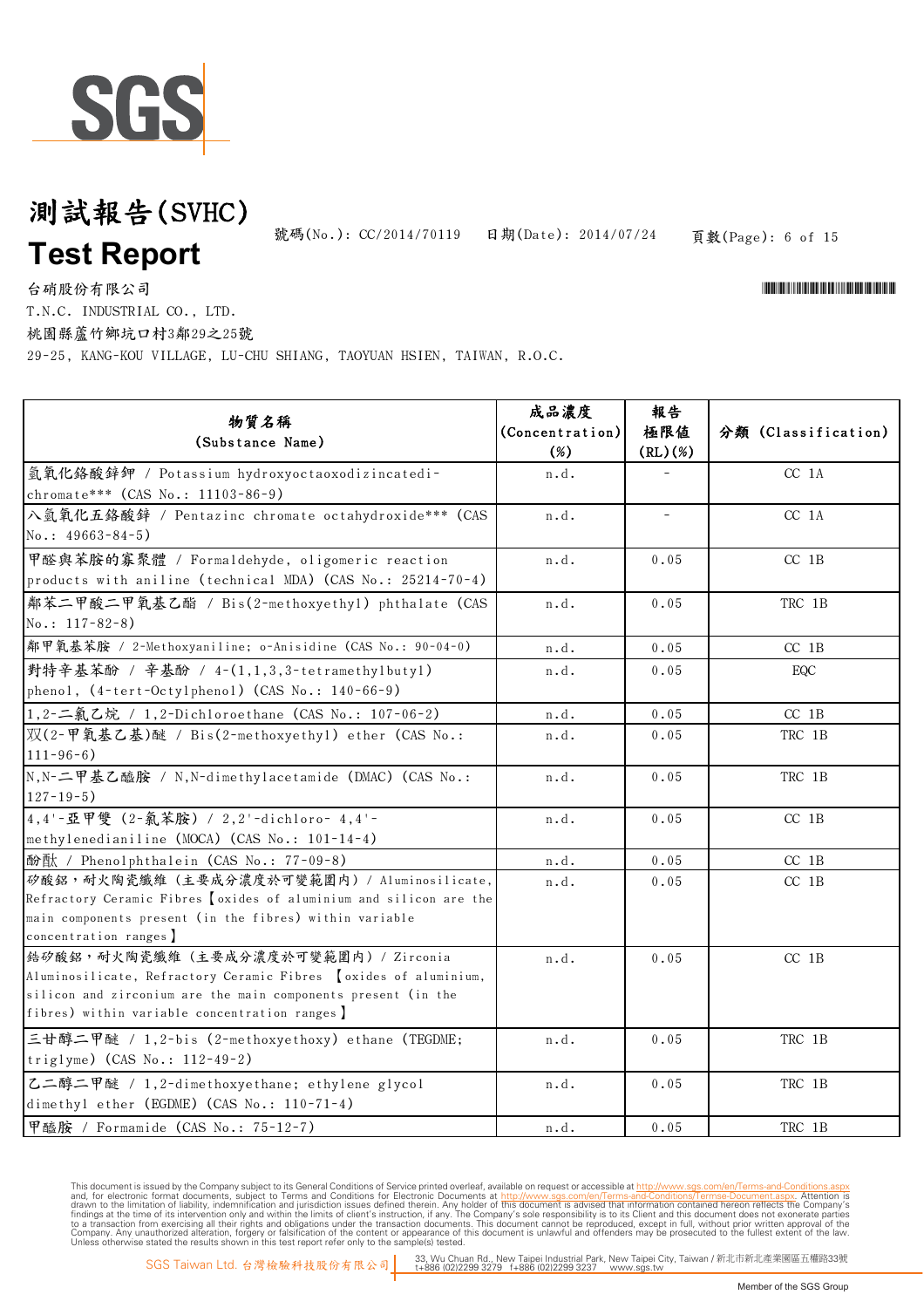# 測試報告(SVHC)

# Test Report

號碼(No.): CC/2014/70119　　日期(Date): 2014/07/24

台硝股份有限公司

T.N.C. INDUSTRIAL CO., LTD.

桃園縣蘆竹鄉坑口村3鄰29之25號

29-25, KANG-KOU VILLAGE, LU-CHU SHIANG, TAOYUAN HSIEN, TAIWAN, R.O.C.

| 物質名稱 (Substance Name) | 成品濃度 (Concentration) (%) | 報告極限值 (RL)(%) | 分類 (Classification) |
|---|---|---|---|
| 氫氧化鉻酸鋅鉀 / Potassium hydroxyoctaoxodizincatedi-chromate*** (CAS No.: 11103-86-9) | n.d. | - | CC 1A |
| 八氫氧化五鉻酸鋅 / Pentazinc chromate octahydroxide*** (CAS No.: 49663-84-5) | n.d. | - | CC 1A |
| 甲醛與苯胺的寡聚體 / Formaldehyde, oligomeric reaction products with aniline (technical MDA) (CAS No.: 25214-70-4) | n.d. | 0.05 | CC 1B |
| 鄰苯二甲酸二甲氧基乙酯 / Bis(2-methoxyethyl) phthalate (CAS No.: 117-82-8) | n.d. | 0.05 | TRC 1B |
| 鄰甲氧基苯胺 / 2-Methoxyaniline; o-Anisidine (CAS No.: 90-04-0) | n.d. | 0.05 | CC 1B |
| 對特辛基苯酚 / 辛基酚 / 4-(1,1,3,3-tetramethylbutyl) phenol, (4-tert-Octylphenol) (CAS No.: 140-66-9) | n.d. | 0.05 | EQC |
| 1,2-二氯乙烷 / 1,2-Dichloroethane (CAS No.: 107-06-2) | n.d. | 0.05 | CC 1B |
| 双(2-甲氧基乙基)醚 / Bis(2-methoxyethyl) ether (CAS No.: 111-96-6) | n.d. | 0.05 | TRC 1B |
| N,N-二甲基乙醯胺 / N,N-dimethylacetamide (DMAC) (CAS No.: 127-19-5) | n.d. | 0.05 | TRC 1B |
| 4,4'-亞甲雙 (2-氯苯胺) / 2,2'-dichloro- 4,4'-methylenedianiline (MOCA) (CAS No.: 101-14-4) | n.d. | 0.05 | CC 1B |
| 酚酞 / Phenolphthalein (CAS No.: 77-09-8) | n.d. | 0.05 | CC 1B |
| 矽酸鋁，耐火陶瓷纖維 (主要成分濃度於可變範圍內) / Aluminosilicate, Refractory Ceramic Fibres【oxides of aluminium and silicon are the main components present (in the fibres) within variable concentration ranges】 | n.d. | 0.05 | CC 1B |
| 鋯矽酸鋁，耐火陶瓷纖維 (主要成分濃度於可變範圍內) / Zirconia Aluminosilicate, Refractory Ceramic Fibres 【oxides of aluminium, silicon and zirconium are the main components present (in the fibres) within variable concentration ranges】 | n.d. | 0.05 | CC 1B |
| 三甘醇二甲醚 / 1,2-bis (2-methoxyethoxy) ethane (TEGDME; triglyme) (CAS No.: 112-49-2) | n.d. | 0.05 | TRC 1B |
| 乙二醇二甲醚 / 1,2-dimethoxyethane; ethylene glycol dimethyl ether (EGDME) (CAS No.: 110-71-4) | n.d. | 0.05 | TRC 1B |
| 甲醯胺 / Formamide (CAS No.: 75-12-7) | n.d. | 0.05 | TRC 1B |

This document is issued by the Company subject to its General Conditions of Service printed overleaf, available on request or accessible at http://www.sgs.com/en/Terms-and-Conditions.aspx and, for electronic format documents, subject to Terms and Conditions for Electronic Documents at http://www.sgs.com/en/Terms-and-Conditions/Termse-Document.aspx. Attention is drawn to the limitation of liability, indemnification and jurisdiction issues defined therein. Any holder of this document is advised that information contained hereon reflects the Company's findings at the time of its intervention only and within the limits of client's instruction, if any. The Company's sole responsibility is to its Client and this document does not exonerate parties to a transaction from exercising all their rights and obligations under the transaction documents. This document cannot be reproduced, except in full, without prior written approval of the Company. Any unauthorized alteration, forgery or falsification of the content or appearance of this document is unlawful and offenders may be prosecuted to the fullest extent of the law. Unless otherwise stated the results shown in this test report refer only to the sample(s) tested.

SGS Taiwan Ltd. 台灣檢驗科技股份有限公司　33, Wu Chuan Rd., New Taipei Industrial Park, New Taipei City, Taiwan / 新北市新北產業園區五權路33號 t+886 (02)2299 3279　f+886 (02)2299 3237　www.sgs.tw

Member of the SGS Group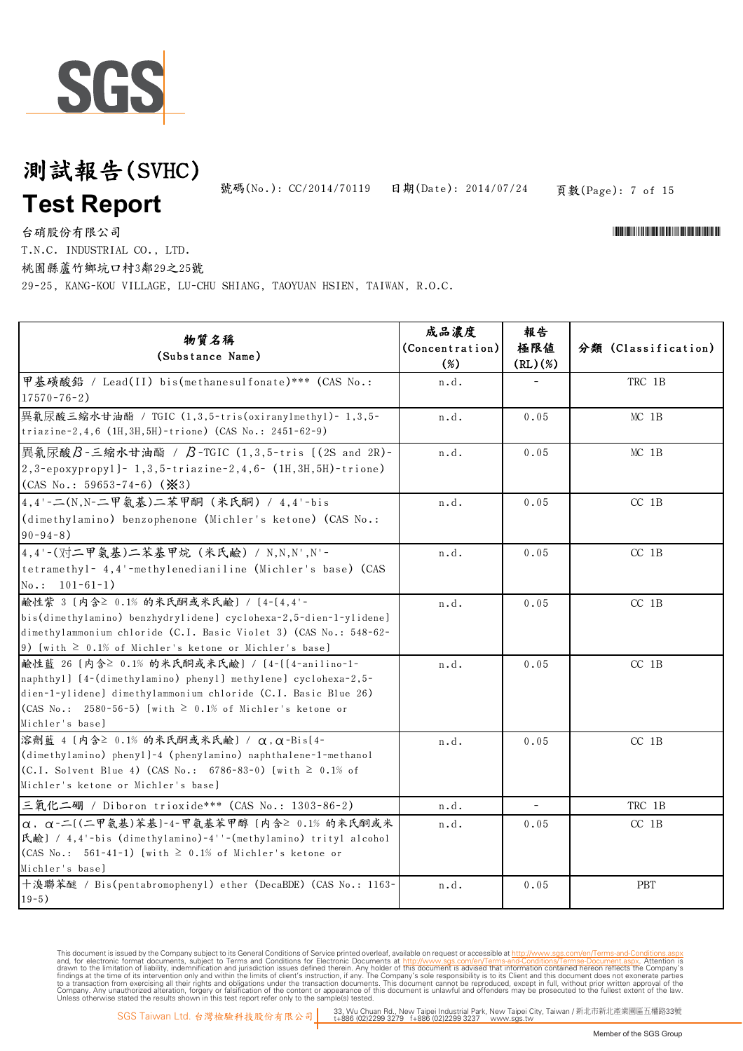# 測試報告(SVHC)

# Test Report

號碼(No.): CC/2014/70119　日期(Date): 2014/07/24

台硝股份有限公司

T.N.C. INDUSTRIAL CO., LTD.

桃園縣蘆竹鄉坑口村3鄰29之25號

29-25, KANG-KOU VILLAGE, LU-CHU SHIANG, TAOYUAN HSIEN, TAIWAN, R.O.C.

| 物質名稱 (Substance Name) | 成品濃度 (Concentration) (%) | 報告極限值 (RL)(%) | 分類 (Classification) |
|---|---|---|---|
| 甲基磺酸鉛 / Lead(II) bis(methanesulfonate)*** (CAS No.: 17570-76-2) | n.d. | - | TRC 1B |
| 異氰尿酸三縮水甘油酯 / TGIC (1,3,5-tris(oxiranylmethyl)- 1,3,5-triazine-2,4,6 (1H,3H,5H)-trione) (CAS No.: 2451-62-9) | n.d. | 0.05 | MC 1B |
| 異氰尿酸β-三縮水甘油酯 / β-TGIC (1,3,5-tris [(2S and 2R)-2,3-epoxypropyl]- 1,3,5-triazine-2,4,6- (1H,3H,5H)-trione) (CAS No.: 59653-74-6) (※3) | n.d. | 0.05 | MC 1B |
| 4,4'-二(N,N-二甲氨基)二苯甲酮 (米氏酮) / 4,4'-bis (dimethylamino) benzophenone (Michler's ketone) (CAS No.: 90-94-8) | n.d. | 0.05 | CC 1B |
| 4,4'-(対二甲氨基)二苯基甲烷 (米氏鹼) / N,N,N',N'-tetramethyl- 4,4'-methylenedianiline (Michler's base) (CAS No.: 101-61-1) | n.d. | 0.05 | CC 1B |
| 鹼性紫 3 [內含≥ 0.1% 的米氏酮或米氏鹼] / [4-[4,4'-bis(dimethylamino) benzhydrylidene] cyclohexa-2,5-dien-1-ylidene] dimethylammonium chloride (C.I. Basic Violet 3) (CAS No.: 548-62-9) [with ≥ 0.1% of Michler's ketone or Michler's base] | n.d. | 0.05 | CC 1B |
| 鹼性藍 26 [內含≥ 0.1% 的米氏酮或米氏鹼] / [4-[[4-anilino-1-naphthyl] [4-(dimethylamino) phenyl] methylene] cyclohexa-2,5-dien-1-ylidene] dimethylammonium chloride (C.I. Basic Blue 26) (CAS No.: 2580-56-5) [with ≥ 0.1% of Michler's ketone or Michler's base] | n.d. | 0.05 | CC 1B |
| 溶劑藍 4 [內含≥ 0.1% 的米氏酮或米氏鹼] / α,α-Bis[4-(dimethylamino) phenyl]-4 (phenylamino) naphthalene-1-methanol (C.I. Solvent Blue 4) (CAS No.: 6786-83-0) [with ≥ 0.1% of Michler's ketone or Michler's base] | n.d. | 0.05 | CC 1B |
| 三氧化二硼 / Diboron trioxide*** (CAS No.: 1303-86-2) | n.d. | - | TRC 1B |
| α, α-二[(二甲氨基)苯基]-4-甲氨基苯甲醇 [內含≥ 0.1% 的米氏酮或米氏鹼] / 4,4'-bis (dimethylamino)-4''-(methylamino) trityl alcohol (CAS No.: 561-41-1) [with ≥ 0.1% of Michler's ketone or Michler's base] | n.d. | 0.05 | CC 1B |
| 十溴聯苯醚 / Bis(pentabromophenyl) ether (DecaBDE) (CAS No.: 1163-19-5) | n.d. | 0.05 | PBT |

This document is issued by the Company subject to its General Conditions of Service printed overleaf, available on request or accessible at http://www.sgs.com/en/Terms-and-Conditions.aspx and, for electronic format documents, subject to Terms and Conditions for Electronic Documents at http://www.sgs.com/en/Terms-and-Conditions/Termse-Document.aspx. Attention is drawn to the limitation of liability, indemnification and jurisdiction issues defined therein. Any holder of this document is advised that information contained hereon reflects the Company's findings at the time of its intervention only and within the limits of client's instruction, if any. The Company's sole responsibility is to its Client and this document does not exonerate parties to a transaction from exercising all their rights and obligations under the transaction documents. This document cannot be reproduced, except in full, without prior written approval of the Company. Any unauthorized alteration, forgery or falsification of the content or appearance of this document is unlawful and offenders may be prosecuted to the fullest extent of the law. Unless otherwise stated the results shown in this test report refer only to the sample(s) tested.

SGS Taiwan Ltd. 台灣檢驗科技股份有限公司 | 33, Wu Chuan Rd., New Taipei Industrial Park, New Taipei City, Taiwan / 新北市新北產業園區五權路33號 t+886 (02)2299 3279 f+886 (02)2299 3237 www.sgs.tw

Member of the SGS Group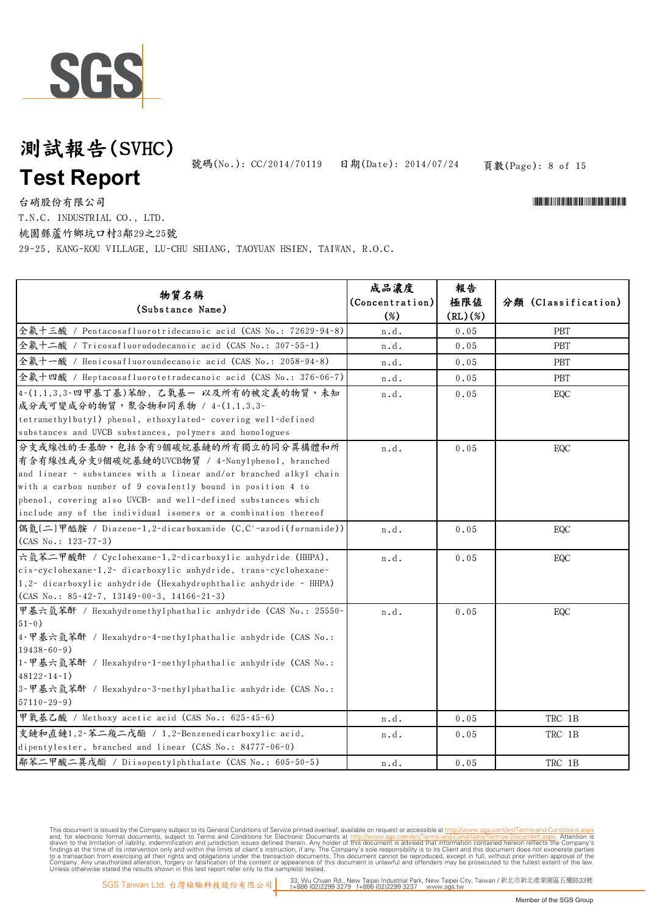# 測試報告(SVHC)
# Test Report

號碼(No.): CC/2014/70119　日期(Date): 2014/07/24

台硝股份有限公司
T.N.C. INDUSTRIAL CO., LTD.
桃園縣蘆竹鄉坑口村3鄰29之25號
29-25, KANG-KOU VILLAGE, LU-CHU SHIANG, TAOYUAN HSIEN, TAIWAN, R.O.C.

| 物質名稱 (Substance Name) | 成品濃度 (Concentration) (%) | 報告極限值 (RL)(%) | 分類 (Classification) |
|---|---|---|---|
| 全氟十三酸 / Pentacosafluorotridecanoic acid (CAS No.: 72629-94-8) | n.d. | 0.05 | PBT |
| 全氟十二酸 / Tricosafluorododecanoic acid (CAS No.: 307-55-1) | n.d. | 0.05 | PBT |
| 全氟十一酸 / Henicosafluoroundecanoic acid (CAS No.: 2058-94-8) | n.d. | 0.05 | PBT |
| 全氟十四酸 / Heptacosafluorotetradecanoic acid (CAS No.: 376-06-7) | n.d. | 0.05 | PBT |
| 4-(1,1,3,3-四甲基丁基)苯酚, 乙氧基— 以及所有的被定義的物質，未知成分或可變成分的物質，聚合物和同系物 / 4-(1,1,3,3-tetramethylbutyl) phenol, ethoxylated- covering well-defined substances and UVCB substances, polymers and homologues | n.d. | 0.05 | EQC |
| 分支或線性的壬基酚，包括含有9個碳烷基鏈的所有獨立的同分異構體和所有含有線性或分支9個碳烷基鏈的UVCB物質 / 4-Nonylphenol, branched and linear - substances with a linear and/or branched alkyl chain with a carbon number of 9 covalently bound in position 4 to phenol, covering also UVCB- and well-defined substances which include any of the individual isomers or a combination thereof | n.d. | 0.05 | EQC |
| 偶氮[二]甲醯胺 / Diazene-1,2-dicarboxamide (C,C'-azodi(formamide)) (CAS No.: 123-77-3) | n.d. | 0.05 | EQC |
| 六氫苯二甲酸酐 / Cyclohexane-1,2-dicarboxylic anhydride (HHPA), cis-cyclohexane-1,2- dicarboxylic anhydride, trans-cyclohexane-1,2- dicarboxylic anhydride (Hexahydrophthalic anhydride - HHPA) (CAS No.: 85-42-7, 13149-00-3, 14166-21-3) | n.d. | 0.05 | EQC |
| 甲基六氫苯酐 / Hexahydromethylphathalic anhydride (CAS No.: 25550-51-0)<br>4-甲基六氫苯酐 / Hexahydro-4-methylphathalic anhydride (CAS No.: 19438-60-9)<br>1-甲基六氫苯酐 / Hexahydro-1-methylphathalic anhydride (CAS No.: 48122-14-1)<br>3-甲基六氫苯酐 / Hexahydro-3-methylphathalic anhydride (CAS No.: 57110-29-9) | n.d. | 0.05 | EQC |
| 甲氧基乙酸 / Methoxy acetic acid (CAS No.: 625-45-6) | n.d. | 0.05 | TRC 1B |
| 支鏈和直鏈1,2-苯二羧二戊酯 / 1,2-Benzenedicarboxylic acid, dipentylester, branched and linear (CAS No.: 84777-06-0) | n.d. | 0.05 | TRC 1B |
| 鄰苯二甲酸二異戊酯 / Diisopentylphthalate (CAS No.: 605-50-5) | n.d. | 0.05 | TRC 1B |

This document is issued by the Company subject to its General Conditions of Service printed overleaf, available on request or accessible at http://www.sgs.com/en/Terms-and-Conditions.aspx and, for electronic format documents, subject to Terms and Conditions for Electronic Documents at http://www.sgs.com/en/Terms-and-Conditions/Termse-Document.aspx. Attention is drawn to the limitation of liability, indemnification and jurisdiction issues defined therein. Any holder of this document is advised that information contained hereon reflects the Company's findings at the time of its intervention only and within the limits of client's instruction, if any. The Company's sole responsibility is to its Client and this document does not exonerate parties to a transaction from exercising all their rights and obligations under the transaction documents. This document cannot be reproduced, except in full, without prior written approval of the Company. Any unauthorized alteration, forgery or falsification of the content or appearance of this document is unlawful and offenders may be prosecuted to the fullest extent of the law. Unless otherwise stated the results shown in this test report refer only to the sample(s) tested.

SGS Taiwan Ltd. 台灣檢驗科技股份有限公司 | 33, Wu Chuan Rd., New Taipei Industrial Park, New Taipei City, Taiwan / 新北市新北產業園區五權路33號 t+886 (02)2299 3279 f+886 (02)2299 3237 www.sgs.tw

Member of the SGS Group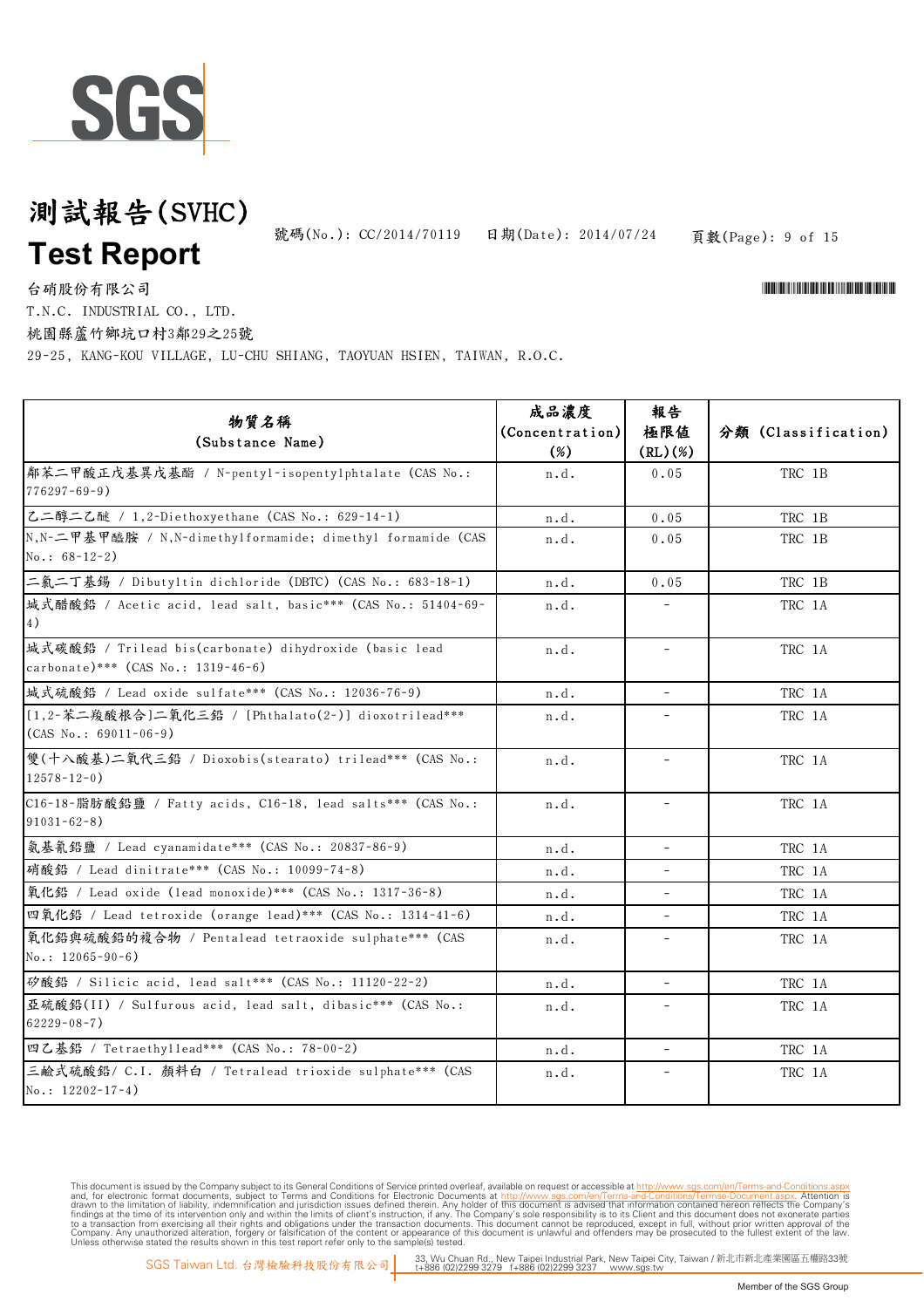# 測試報告(SVHC)

# Test Report

號碼(No.): CC/2014/70119　　日期(Date): 2014/07/24

台硝股份有限公司

T.N.C. INDUSTRIAL CO., LTD.

桃園縣蘆竹鄉坑口村3鄰29之25號

29-25, KANG-KOU VILLAGE, LU-CHU SHIANG, TAOYUAN HSIEN, TAIWAN, R.O.C.

| 物質名稱 (Substance Name) | 成品濃度 (Concentration) (%) | 報告極限值 (RL)(%) | 分類 (Classification) |
|---|---|---|---|
| 鄰苯二甲酸正戊基異戊基酯 / N-pentyl-isopentylphtalate (CAS No.: 776297-69-9) | n.d. | 0.05 | TRC 1B |
| 乙二醇二乙醚 / 1,2-Diethoxyethane (CAS No.: 629-14-1) | n.d. | 0.05 | TRC 1B |
| N,N-二甲基甲醯胺 / N,N-dimethylformamide; dimethyl formamide (CAS No.: 68-12-2) | n.d. | 0.05 | TRC 1B |
| 二氯二丁基錫 / Dibutyltin dichloride (DBTC) (CAS No.: 683-18-1) | n.d. | 0.05 | TRC 1B |
| 堿式醋酸鉛 / Acetic acid, lead salt, basic*** (CAS No.: 51404-69-4) | n.d. | - | TRC 1A |
| 堿式碳酸鉛 / Trilead bis(carbonate) dihydroxide (basic lead carbonate)*** (CAS No.: 1319-46-6) | n.d. | - | TRC 1A |
| 堿式硫酸鉛 / Lead oxide sulfate*** (CAS No.: 12036-76-9) | n.d. | - | TRC 1A |
| [1,2-苯二羧酸根合]二氧化三鉛 / [Phthalato(2-)] dioxotrilead*** (CAS No.: 69011-06-9) | n.d. | - | TRC 1A |
| 雙(十八酸基)二氧代三鉛 / Dioxobis(stearato) trilead*** (CAS No.: 12578-12-0) | n.d. | - | TRC 1A |
| C16-18-脂肪酸鉛鹽 / Fatty acids, C16-18, lead salts*** (CAS No.: 91031-62-8) | n.d. | - | TRC 1A |
| 氨基氰鉛鹽 / Lead cyanamidate*** (CAS No.: 20837-86-9) | n.d. | - | TRC 1A |
| 硝酸鉛 / Lead dinitrate*** (CAS No.: 10099-74-8) | n.d. | - | TRC 1A |
| 氧化鉛 / Lead oxide (lead monoxide)*** (CAS No.: 1317-36-8) | n.d. | - | TRC 1A |
| 四氧化鉛 / Lead tetroxide (orange lead)*** (CAS No.: 1314-41-6) | n.d. | - | TRC 1A |
| 氧化鉛與硫酸鉛的複合物 / Pentalead tetraoxide sulphate*** (CAS No.: 12065-90-6) | n.d. | - | TRC 1A |
| 矽酸鉛 / Silicic acid, lead salt*** (CAS No.: 11120-22-2) | n.d. | - | TRC 1A |
| 亞硫酸鉛(II) / Sulfurous acid, lead salt, dibasic*** (CAS No.: 62229-08-7) | n.d. | - | TRC 1A |
| 四乙基鉛 / Tetraethyllead*** (CAS No.: 78-00-2) | n.d. | - | TRC 1A |
| 三鹼式硫酸鉛/ C.I. 顏料白 / Tetralead trioxide sulphate*** (CAS No.: 12202-17-4) | n.d. | - | TRC 1A |

This document is issued by the Company subject to its General Conditions of Service printed overleaf, available on request or accessible at http://www.sgs.com/en/Terms-and-Conditions.aspx and, for electronic format documents, subject to Terms and Conditions for Electronic Documents at http://www.sgs.com/en/Terms-and-Conditions/Terms-e-Document.aspx. Attention is drawn to the limitation of liability, indemnification and jurisdiction issues defined therein. Any holder of this document is advised that information contained hereon reflects the Company's findings at the time of its intervention only and within the limits of client's instruction, if any. The Company's sole responsibility is to its Client and this document does not exonerate parties to a transaction from exercising all their rights and obligations under the transaction documents. This document cannot be reproduced, except in full, without prior written approval of the Company. Any unauthorized alteration, forgery or falsification of the content or appearance of this document is unlawful and offenders may be prosecuted to the fullest extent of the law. Unless otherwise stated the results shown in this test report refer only to the sample(s) tested.

SGS Taiwan Ltd. 台灣檢驗科技股份有限公司 | 33, Wu Chuan Rd., New Taipei Industrial Park, New Taipei City, Taiwan / 新北市新北產業園區五權路33號 t+886 (02)2299 3279 f+886 (02)2299 3237 www.sgs.tw

Member of the SGS Group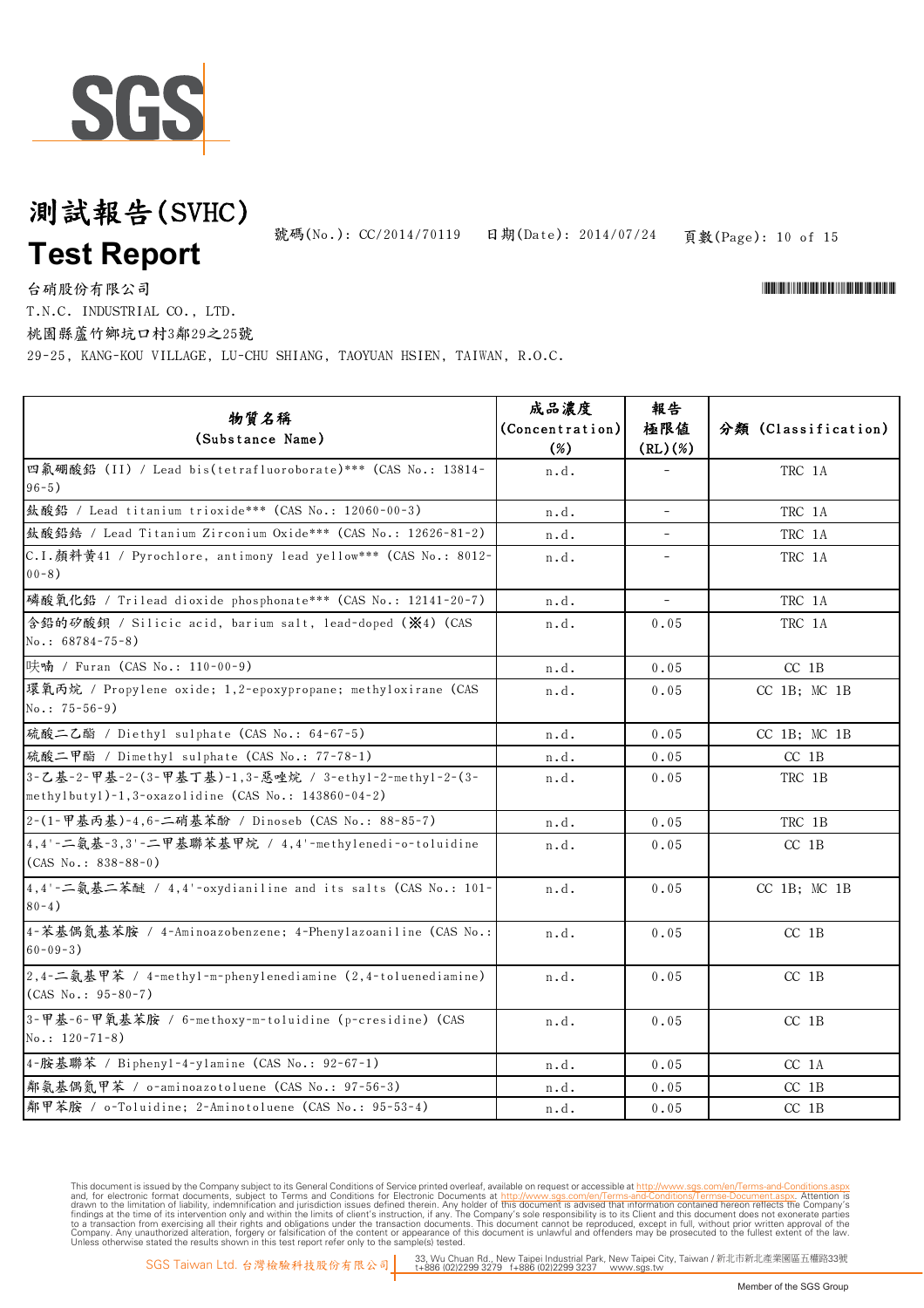# 測試報告(SVHC)
# Test Report

號碼(No.): CC/2014/70119　日期(Date): 2014/07/24

台硝股份有限公司
T.N.C. INDUSTRIAL CO., LTD.
桃園縣蘆竹鄉坑口村3鄰29之25號
29-25, KANG-KOU VILLAGE, LU-CHU SHIANG, TAOYUAN HSIEN, TAIWAN, R.O.C.

| 物質名稱 (Substance Name) | 成品濃度 (Concentration) (%) | 報告 極限值 (RL)(%) | 分類 (Classification) |
|---|---|---|---|
| 四氟硼酸鉛 (II) / Lead bis(tetrafluoroborate)*** (CAS No.: 13814-96-5) | n.d. | - | TRC 1A |
| 鈦酸鉛 / Lead titanium trioxide*** (CAS No.: 12060-00-3) | n.d. | - | TRC 1A |
| 鈦酸鉛鋯 / Lead Titanium Zirconium Oxide*** (CAS No.: 12626-81-2) | n.d. | - | TRC 1A |
| C.I.顏料黃41 / Pyrochlore, antimony lead yellow*** (CAS No.: 8012-00-8) | n.d. | - | TRC 1A |
| 磷酸氧化鉛 / Trilead dioxide phosphonate*** (CAS No.: 12141-20-7) | n.d. | - | TRC 1A |
| 含鉛的矽酸鋇 / Silicic acid, barium salt, lead-doped (※4) (CAS No.: 68784-75-8) | n.d. | 0.05 | TRC 1A |
| 呋喃 / Furan (CAS No.: 110-00-9) | n.d. | 0.05 | CC 1B |
| 環氧丙烷 / Propylene oxide; 1,2-epoxypropane; methyloxirane (CAS No.: 75-56-9) | n.d. | 0.05 | CC 1B; MC 1B |
| 硫酸二乙酯 / Diethyl sulphate (CAS No.: 64-67-5) | n.d. | 0.05 | CC 1B; MC 1B |
| 硫酸二甲酯 / Dimethyl sulphate (CAS No.: 77-78-1) | n.d. | 0.05 | CC 1B |
| 3-乙基-2-甲基-2-(3-甲基丁基)-1,3-惡唑烷 / 3-ethyl-2-methyl-2-(3-methylbutyl)-1,3-oxazolidine (CAS No.: 143860-04-2) | n.d. | 0.05 | TRC 1B |
| 2-(1-甲基丙基)-4,6-二硝基苯酚 / Dinoseb (CAS No.: 88-85-7) | n.d. | 0.05 | TRC 1B |
| 4,4'-二氨基-3,3'-二甲基聯苯基甲烷 / 4,4'-methylenedi-o-toluidine (CAS No.: 838-88-0) | n.d. | 0.05 | CC 1B |
| 4,4'-二氨基二苯醚 / 4,4'-oxydianiline and its salts (CAS No.: 101-80-4) | n.d. | 0.05 | CC 1B; MC 1B |
| 4-苯基偶氮基苯胺 / 4-Aminoazobenzene; 4-Phenylazoaniline (CAS No.: 60-09-3) | n.d. | 0.05 | CC 1B |
| 2,4-二氨基甲苯 / 4-methyl-m-phenylenediamine (2,4-toluenediamine) (CAS No.: 95-80-7) | n.d. | 0.05 | CC 1B |
| 3-甲基-6-甲氧基苯胺 / 6-methoxy-m-toluidine (p-cresidine) (CAS No.: 120-71-8) | n.d. | 0.05 | CC 1B |
| 4-胺基聯苯 / Biphenyl-4-ylamine (CAS No.: 92-67-1) | n.d. | 0.05 | CC 1A |
| 鄰氨基偶氮甲苯 / o-aminoazotoluene (CAS No.: 97-56-3) | n.d. | 0.05 | CC 1B |
| 鄰甲苯胺 / o-Toluidine; 2-Aminotoluene (CAS No.: 95-53-4) | n.d. | 0.05 | CC 1B |

This document is issued by the Company subject to its General Conditions of Service printed overleaf, available on request or accessible at http://www.sgs.com/en/Terms-and-Conditions.aspx and, for electronic format documents, subject to Terms and Conditions for Electronic Documents at http://www.sgs.com/en/Terms-and-Conditions/Terms-e-Document.aspx. Attention is drawn to the limitation of liability, indemnification and jurisdiction issues defined therein. Any holder of this document is advised that information contained hereon reflects the Company's findings at the time of its intervention only and within the limits of client's instruction, if any. The Company's sole responsibility is to its Client and this document does not exonerate parties to a transaction from exercising all their rights and obligations under the transaction documents. This document cannot be reproduced, except in full, without prior written approval of the Company. Any unauthorized alteration, forgery or falsification of the content or appearance of this document is unlawful and offenders may be prosecuted to the fullest extent of the law. Unless otherwise stated the results shown in this test report refer only to the sample(s) tested.

SGS Taiwan Ltd. 台灣檢驗科技股份有限公司　33, Wu Chuan Rd., New Taipei Industrial Park, New Taipei City, Taiwan / 新北市新北產業園區五權路33號 t+886 (02)2299 3279 f+886 (02)2299 3237 www.sgs.tw

Member of the SGS Group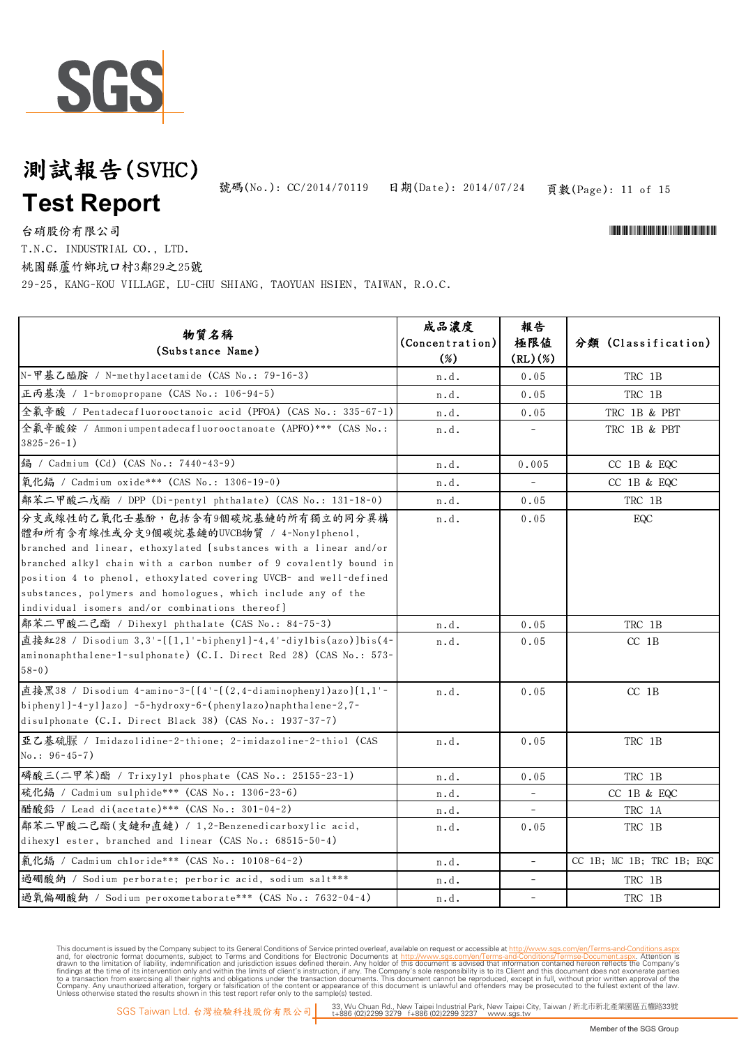# 測試報告(SVHC)

# Test Report

號碼(No.): CC/2014/70119　日期(Date): 2014/07/24

台硝股份有限公司
T.N.C. INDUSTRIAL CO., LTD.
桃園縣蘆竹鄉坑口村3鄰29之25號
29-25, KANG-KOU VILLAGE, LU-CHU SHIANG, TAOYUAN HSIEN, TAIWAN, R.O.C.

| 物質名稱 (Substance Name) | 成品濃度 (Concentration) (%) | 報告極限值 (RL)(%) | 分類 (Classification) |
|---|---|---|---|
| N-甲基乙醯胺 / N-methylacetamide (CAS No.: 79-16-3) | n.d. | 0.05 | TRC 1B |
| 正丙基溴 / 1-bromopropane (CAS No.: 106-94-5) | n.d. | 0.05 | TRC 1B |
| 全氟辛酸 / Pentadecafluorooctanoic acid (PFOA) (CAS No.: 335-67-1) | n.d. | 0.05 | TRC 1B & PBT |
| 全氟辛酸銨 / Ammoniumpentadecafluorooctanoate (APFO)*** (CAS No.: 3825-26-1) | n.d. | - | TRC 1B & PBT |
| 鎘 / Cadmium (Cd) (CAS No.: 7440-43-9) | n.d. | 0.005 | CC 1B & EQC |
| 氧化鎘 / Cadmium oxide*** (CAS No.: 1306-19-0) | n.d. | - | CC 1B & EQC |
| 鄰苯二甲酸二戊酯 / DPP (Di-pentyl phthalate) (CAS No.: 131-18-0) | n.d. | 0.05 | TRC 1B |
| 分支或線性的乙氧化壬基酚，包括含有9個碳烷基鏈的所有獨立的同分異構體和所有含有線性或分支9個碳烷基鏈的UVCB物質 / 4-Nonylphenol, branched and linear, ethoxylated [substances with a linear and/or branched alkyl chain with a carbon number of 9 covalently bound in position 4 to phenol, ethoxylated covering UVCB- and well-defined substances, polymers and homologues, which include any of the individual isomers and/or combinations thereof] | n.d. | 0.05 | EQC |
| 鄰苯二甲酸二己酯 / Dihexyl phthalate (CAS No.: 84-75-3) | n.d. | 0.05 | TRC 1B |
| 直接紅28 / Disodium 3,3'-[[1,1'-biphenyl]-4,4'-diylbis(azo)]bis(4-aminonaphthalene-1-sulphonate) (C.I. Direct Red 28) (CAS No.: 573-58-0) | n.d. | 0.05 | CC 1B |
| 直接黑38 / Disodium 4-amino-3-[[4'-[(2,4-diaminophenyl)azo][1,1'-biphenyl]-4-yl]azo] -5-hydroxy-6-(phenylazo)naphthalene-2,7-disulphonate (C.I. Direct Black 38) (CAS No.: 1937-37-7) | n.d. | 0.05 | CC 1B |
| 亞乙基硫脲 / Imidazolidine-2-thione; 2-imidazoline-2-thiol (CAS No.: 96-45-7) | n.d. | 0.05 | TRC 1B |
| 磷酸三(二甲苯)酯 / Trixylyl phosphate (CAS No.: 25155-23-1) | n.d. | 0.05 | TRC 1B |
| 硫化鎘 / Cadmium sulphide*** (CAS No.: 1306-23-6) | n.d. | - | CC 1B & EQC |
| 醋酸鉛 / Lead di(acetate)*** (CAS No.: 301-04-2) | n.d. | - | TRC 1A |
| 鄰苯二甲酸二己酯(支鏈和直鏈) / 1,2-Benzenedicarboxylic acid, dihexyl ester, branched and linear (CAS No.: 68515-50-4) | n.d. | 0.05 | TRC 1B |
| 氯化鎘 / Cadmium chloride*** (CAS No.: 10108-64-2) | n.d. | - | CC 1B; MC 1B; TRC 1B; EQC |
| 過硼酸鈉 / Sodium perborate; perboric acid, sodium salt*** | n.d. | - | TRC 1B |
| 過氧偏硼酸鈉 / Sodium peroxometaborate*** (CAS No.: 7632-04-4) | n.d. | - | TRC 1B |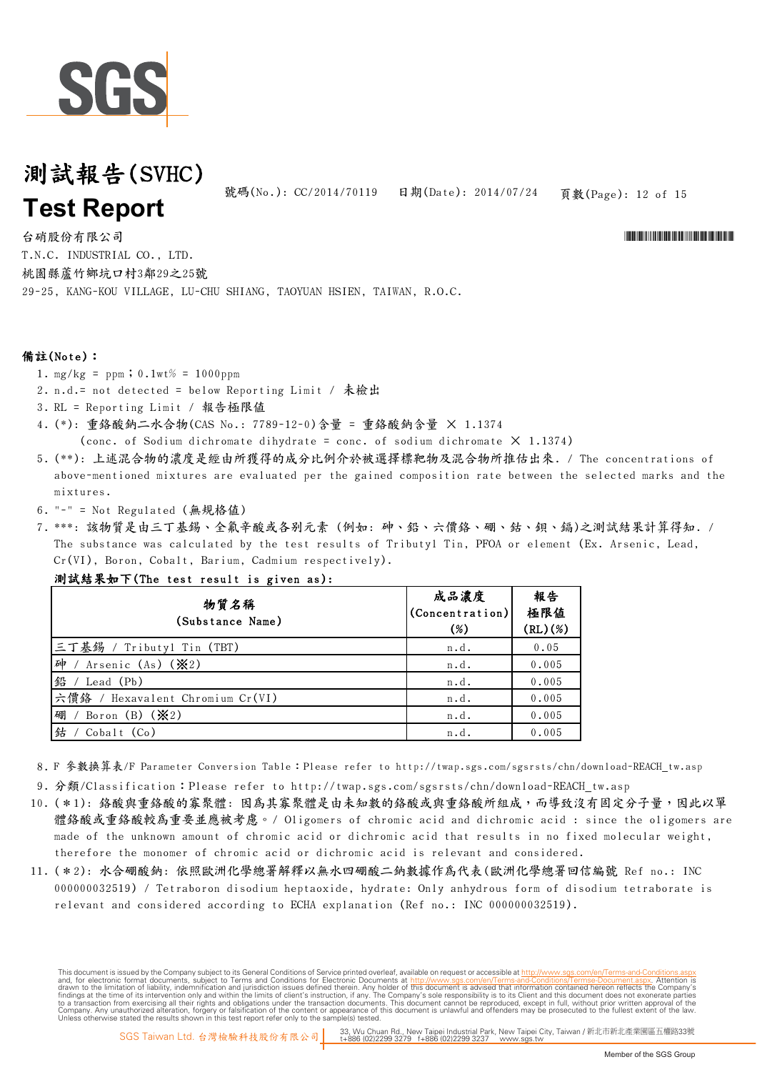# 測試報告(SVHC)
# Test Report

號碼(No.): CC/2014/70119　日期(Date): 2014/07/24

台硝股份有限公司
T.N.C. INDUSTRIAL CO., LTD.
桃園縣蘆竹鄉坑口村3鄰29之25號
29-25, KANG-KOU VILLAGE, LU-CHU SHIANG, TAOYUAN HSIEN, TAIWAN, R.O.C.

**備註(Note)：**

1. mg/kg = ppm；0.1wt% = 1000ppm
2. n.d.= not detected = below Reporting Limit / 未檢出
3. RL = Reporting Limit / 報告極限值
4. (*): 重鉻酸鈉二水合物(CAS No.: 7789-12-0)含量 = 重鉻酸鈉含量 X 1.1374
   (conc. of Sodium dichromate dihydrate = conc. of sodium dichromate X 1.1374)
5. (**): 上述混合物的濃度是經由所獲得的成分比例介於被選擇標靶物及混合物所推估出來. / The concentrations of above-mentioned mixtures are evaluated per the gained composition rate between the selected marks and the mixtures.
6. "-" = Not Regulated (無規格值)
7. ***: 該物質是由三丁基錫、全氟辛酸或各別元素 (例如: 砷、鉛、六價鉻、硼、鈷、鋇、鎘)之測試結果計算得知. / The substance was calculated by the test results of Tributyl Tin, PFOA or element (Ex. Arsenic, Lead, Cr(VI), Boron, Cobalt, Barium, Cadmium respectively).

   **測試結果如下(The test result is given as):**

| 物質名稱 (Substance Name) | 成品濃度 (Concentration) (%) | 報告極限值 (RL)(%) |
|---|---|---|
| 三丁基錫 / Tributyl Tin (TBT) | n.d. | 0.05 |
| 砷 / Arsenic (As) (※2) | n.d. | 0.005 |
| 鉛 / Lead (Pb) | n.d. | 0.005 |
| 六價鉻 / Hexavalent Chromium Cr(VI) | n.d. | 0.005 |
| 硼 / Boron (B) (※2) | n.d. | 0.005 |
| 鈷 / Cobalt (Co) | n.d. | 0.005 |

8. F 參數換算表/F Parameter Conversion Table：Please refer to http://twap.sgs.com/sgsrsts/chn/download-REACH_tw.asp
9. 分類/Classification：Please refer to http://twap.sgs.com/sgsrsts/chn/download-REACH_tw.asp
10. (＊1): 鉻酸與重鉻酸的寡聚體: 因為其寡聚體是由未知數的鉻酸或與重鉻酸所組成，而導致沒有固定分子量，因此以單體鉻酸或重鉻酸較為重要並應被考慮。/ Oligomers of chromic acid and dichromic acid : since the oligomers are made of the unknown amount of chromic acid or dichromic acid that results in no fixed molecular weight, therefore the monomer of chromic acid or dichromic acid is relevant and considered.
11. (＊2): 水合硼酸鈉: 依照歐洲化學總署解釋以無水四硼酸二鈉數據作為代表(歐洲化學總署回信編號 Ref no.: INC 000000032519) / Tetraboron disodium heptaoxide, hydrate: Only anhydrous form of disodium tetraborate is relevant and considered according to ECHA explanation (Ref no.: INC 000000032519).

This document is issued by the Company subject to its General Conditions of Service printed overleaf, available on request or accessible at http://www.sgs.com/en/Terms-and-Conditions.aspx and, for electronic format documents, subject to Terms and Conditions for Electronic Documents at http://www.sgs.com/en/Terms-and-Conditions/Terms-e-Document.aspx. Attention is drawn to the limitation of liability, indemnification and jurisdiction issues defined therein. Any holder of this document is advised that information contained hereon reflects the Company's findings at the time of its intervention only and within the limits of client's instruction, if any. The Company's sole responsibility is to its Client and this document does not exonerate parties to a transaction from exercising all their rights and obligations under the transaction documents. This document cannot be reproduced, except in full, without prior written approval of the Company. Any unauthorized alteration, forgery or falsification of the content or appearance of this document is unlawful and offenders may be prosecuted to the fullest extent of the law. Unless otherwise stated the results shown in this test report refer only to the sample(s) tested.

SGS Taiwan Ltd. 台灣檢驗科技股份有限公司 | 33, Wu Chuan Rd., New Taipei Industrial Park, New Taipei City, Taiwan / 新北市新北產業園區五權路33號 t+886 (02)2299 3279 f+886 (02)2299 3237 www.sgs.tw

Member of the SGS Group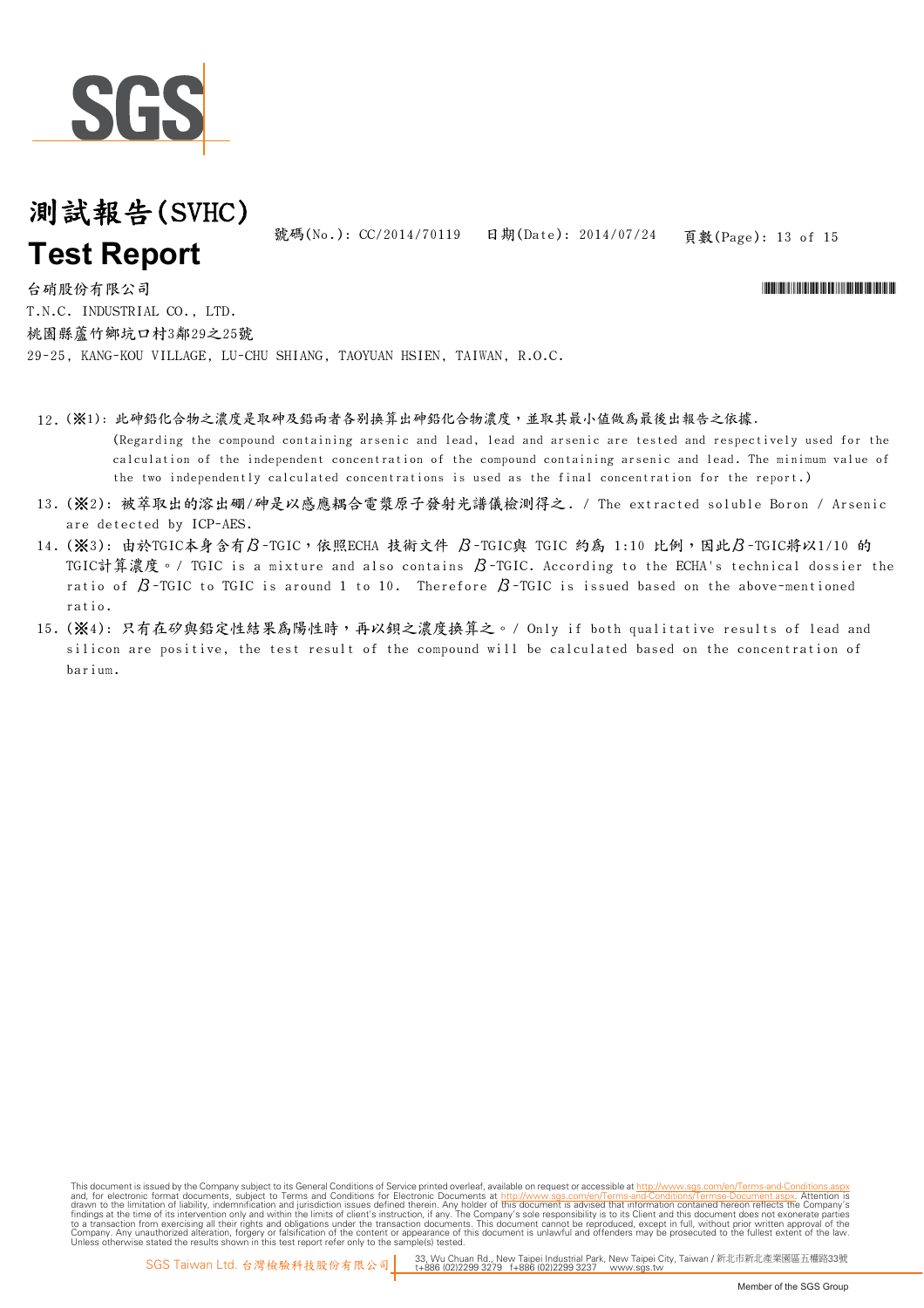# 測試報告(SVHC)
# Test Report

號碼(No.): CC/2014/70119　　日期(Date): 2014/07/24

台硝股份有限公司
T.N.C. INDUSTRIAL CO., LTD.
桃園縣蘆竹鄉坑口村3鄰29之25號
29-25, KANG-KOU VILLAGE, LU-CHU SHIANG, TAOYUAN HSIEN, TAIWAN, R.O.C.

12. (※1): 此砷鉛化合物之濃度是取砷及鉛兩者各別換算出砷鉛化合物濃度，並取其最小值做爲最後出報告之依據.
(Regarding the compound containing arsenic and lead, lead and arsenic are tested and respectively used for the calculation of the independent concentration of the compound containing arsenic and lead. The minimum value of the two independently calculated concentrations is used as the final concentration for the report.)

13. (※2): 被萃取出的溶出硼/砷是以感應耦合電漿原子發射光譜儀檢測得之. / The extracted soluble Boron / Arsenic are detected by ICP-AES.

14. (※3): 由於TGIC本身含有β-TGIC，依照ECHA 技術文件 β-TGIC與 TGIC 約為 1:10 比例，因此β-TGIC將以1/10 的TGIC計算濃度。/ TGIC is a mixture and also contains β-TGIC. According to the ECHA's technical dossier the ratio of β-TGIC to TGIC is around 1 to 10. Therefore β-TGIC is issued based on the above-mentioned ratio.

15. (※4): 只有在矽與鉛定性結果爲陽性時，再以鋇之濃度換算之。/ Only if both qualitative results of lead and silicon are positive, the test result of the compound will be calculated based on the concentration of barium.

This document is issued by the Company subject to its General Conditions of Service printed overleaf, available on request or accessible at http://www.sgs.com/en/Terms-and-Conditions.aspx and, for electronic format documents, subject to Terms and Conditions for Electronic Documents at http://www.sgs.com/en/Terms-and-Conditions/Termse-Document.aspx. Attention is drawn to the limitation of liability, indemnification and jurisdiction issues defined therein. Any holder of this document is advised that information contained hereon reflects the Company's findings at the time of its intervention only and within the limits of client's instruction, if any. The Company's sole responsibility is to its Client and this document does not exonerate parties to a transaction from exercising all their rights and obligations under the transaction documents. This document cannot be reproduced, except in full, without prior written approval of the Company. Any unauthorized alteration, forgery or falsification of the content or appearance of this document is unlawful and offenders may be prosecuted to the fullest extent of the law. Unless otherwise stated the results shown in this test report refer only to the sample(s) tested.

SGS Taiwan Ltd. 台灣檢驗科技股份有限公司 | 33, Wu Chuan Rd., New Taipei Industrial Park, New Taipei City, Taiwan / 新北市新北產業園區五權路33號 t+886 (02)2299 3279 f+886 (02)2299 3237 www.sgs.tw

Member of the SGS Group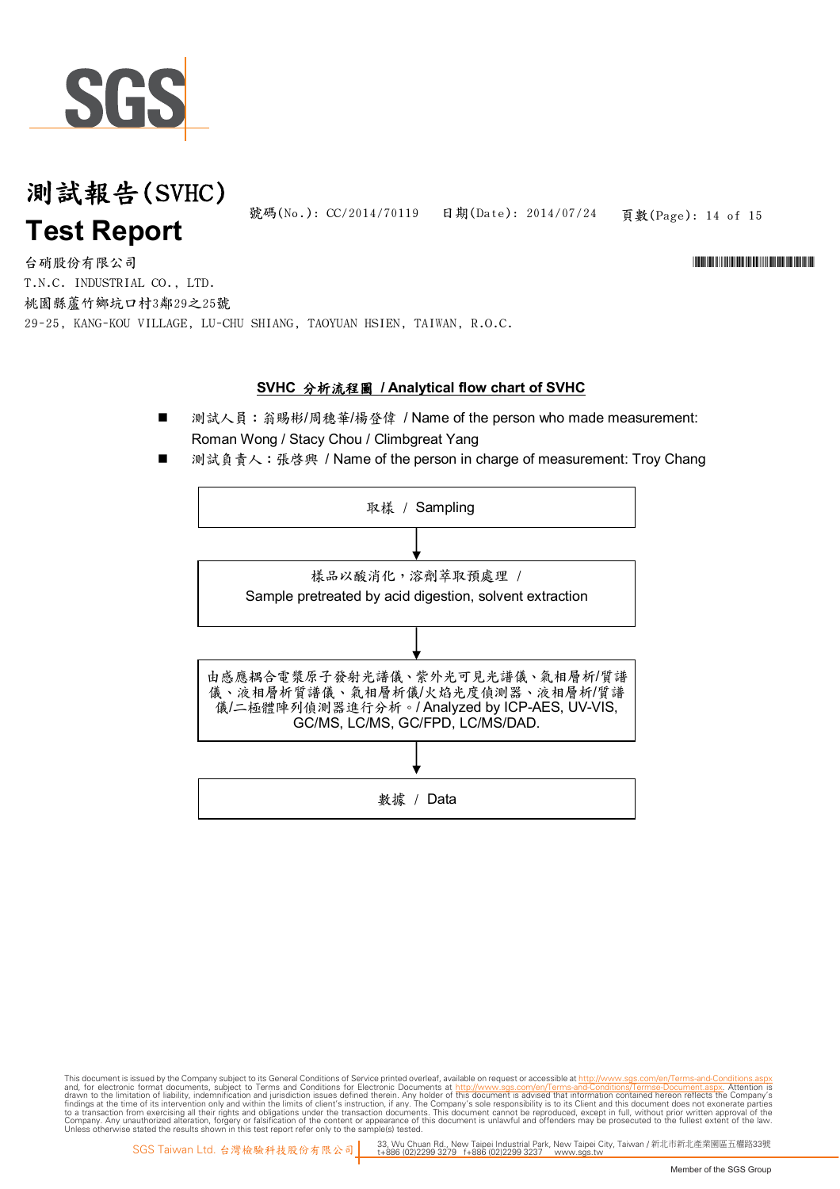# 測試報告(SVHC)
# Test Report

號碼(No.): CC/2014/70119　日期(Date): 2014/07/24

台硝股份有限公司
T.N.C. INDUSTRIAL CO., LTD.
桃園縣蘆竹鄉坑口村3鄰29之25號
29-25, KANG-KOU VILLAGE, LU-CHU SHIANG, TAOYUAN HSIEN, TAIWAN, R.O.C.

## SVHC 分析流程圖 / Analytical flow chart of SVHC

- 測試人員：翁賜彬/周穗華/楊登偉 / Name of the person who made measurement: Roman Wong / Stacy Chou / Climbgreat Yang
- 測試負責人：張啓興 / Name of the person in charge of measurement: Troy Chang

取樣 / Sampling

↓

樣品以酸消化，溶劑萃取預處理 / Sample pretreated by acid digestion, solvent extraction

↓

由感應耦合電漿原子發射光譜儀、紫外光可見光譜儀、氣相層析/質譜儀、液相層析質譜儀、氣相層析儀/火焰光度偵測器、液相層析/質譜儀/二極體陣列偵測器進行分析。/ Analyzed by ICP-AES, UV-VIS, GC/MS, LC/MS, GC/FPD, LC/MS/DAD.

↓

數據 / Data

This document is issued by the Company subject to its General Conditions of Service printed overleaf, available on request or accessible at http://www.sgs.com/en/Terms-and-Conditions.aspx and, for electronic format documents, subject to Terms and Conditions for Electronic Documents at http://www.sgs.com/en/Terms-and-Conditions/Termse-Document.aspx. Attention is drawn to the limitation of liability, indemnification and jurisdiction issues defined therein. Any holder of this document is advised that information contained hereon reflects the Company's findings at the time of its intervention only and within the limits of client's instruction, if any. The Company's sole responsibility is to its Client and this document does not exonerate parties to a transaction from exercising all their rights and obligations under the transaction documents. This document cannot be reproduced, except in full, without prior written approval of the Company. Any unauthorized alteration, forgery or falsification of the content or appearance of this document is unlawful and offenders may be prosecuted to the fullest extent of the law. Unless otherwise stated the results shown in this test report refer only to the sample(s) tested.

SGS Taiwan Ltd. 台灣檢驗科技股份有限公司 | 33, Wu Chuan Rd., New Taipei Industrial Park, New Taipei City, Taiwan / 新北市新北產業園區五權路33號 t+886 (02)2299 3279 f+886 (02)2299 3237 www.sgs.tw

Member of the SGS Group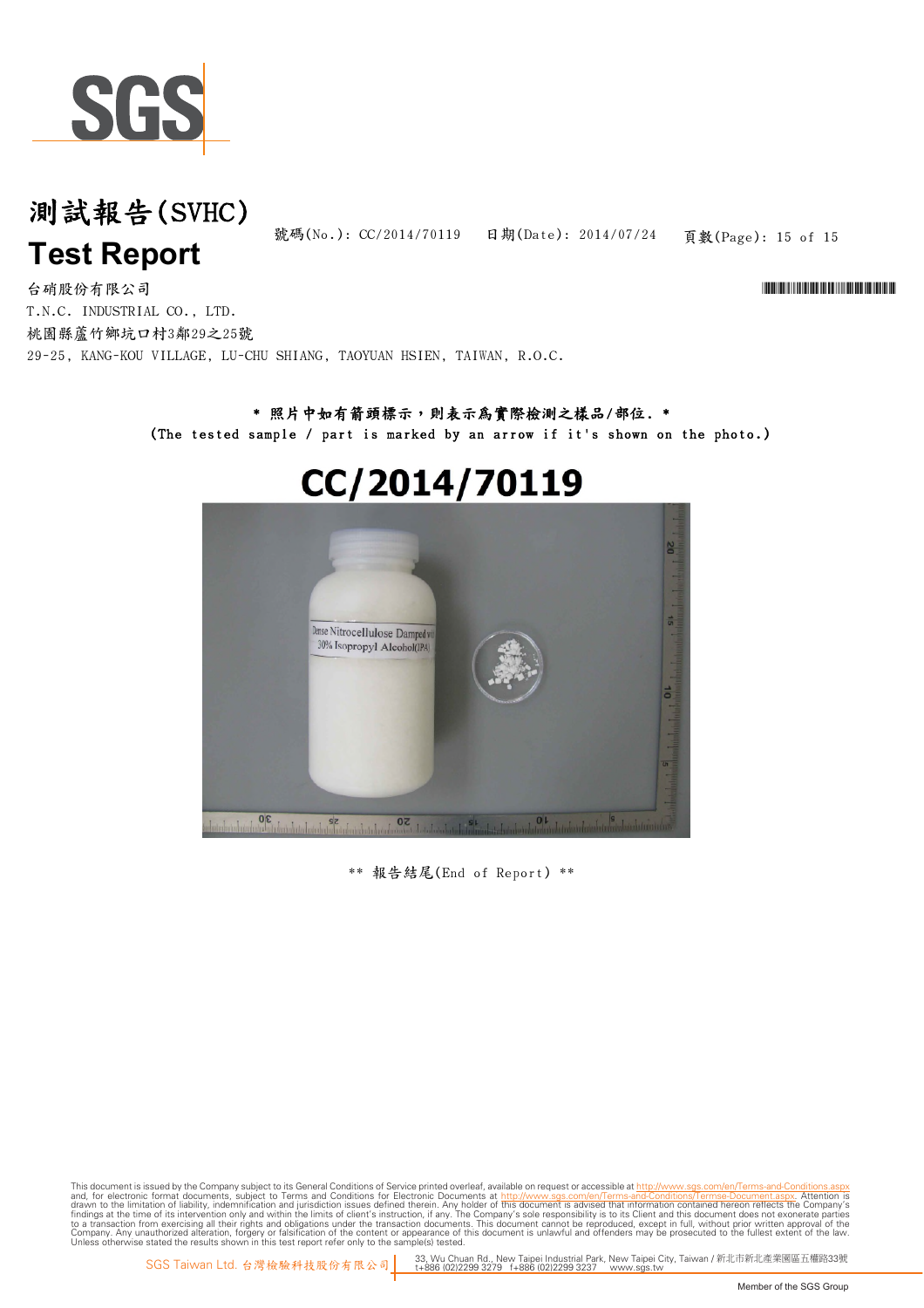# 測試報告(SVHC)
# Test Report

號碼(No.): CC/2014/70119　日期(Date): 2014/07/24

台硝股份有限公司
T.N.C. INDUSTRIAL CO., LTD.
桃園縣蘆竹鄉坑口村3鄰29之25號
29-25, KANG-KOU VILLAGE, LU-CHU SHIANG, TAOYUAN HSIEN, TAIWAN, R.O.C.

\* 照片中如有箭頭標示，則表示為實際檢測之樣品/部位. \*
(The tested sample / part is marked by an arrow if it's shown on the photo.)

CC/2014/70119

** 報告結尾(End of Report) **

This document is issued by the Company subject to its General Conditions of Service printed overleaf, available on request or accessible at http://www.sgs.com/en/Terms-and-Conditions.aspx and, for electronic format documents, subject to Terms and Conditions for Electronic Documents at http://www.sgs.com/en/Terms-and-Conditions/Termse-Document.aspx. Attention is drawn to the limitation of liability, indemnification and jurisdiction issues defined therein. Any holder of this document is advised that information contained hereon reflects the Company's findings at the time of its intervention only and within the limits of client's instruction, if any. The Company's sole responsibility is to its Client and this document does not exonerate parties to a transaction from exercising all their rights and obligations under the transaction documents. This document cannot be reproduced, except in full, without prior written approval of the Company. Any unauthorized alteration, forgery or falsification of the content or appearance of this document is unlawful and offenders may be prosecuted to the fullest extent of the law. Unless otherwise stated the results shown in this test report refer only to the sample(s) tested.

SGS Taiwan Ltd. 台灣檢驗科技股份有限公司 | 33, Wu Chuan Rd., New Taipei Industrial Park, New Taipei City, Taiwan / 新北市新北產業園區五權路33號 t+886 (02)2299 3279 f+886 (02)2299 3237 www.sgs.tw

Member of the SGS Group